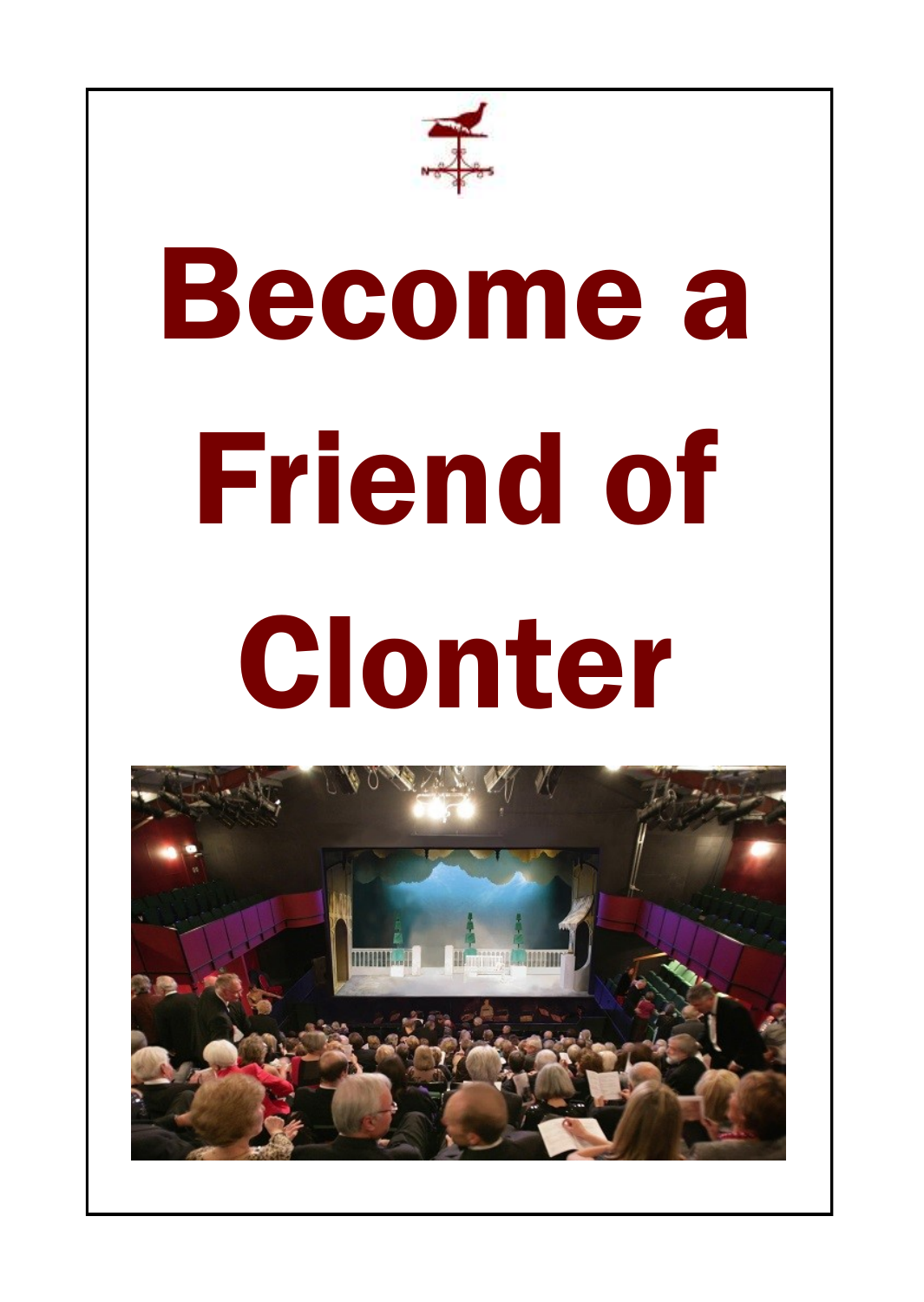# Become a Friend of Clonter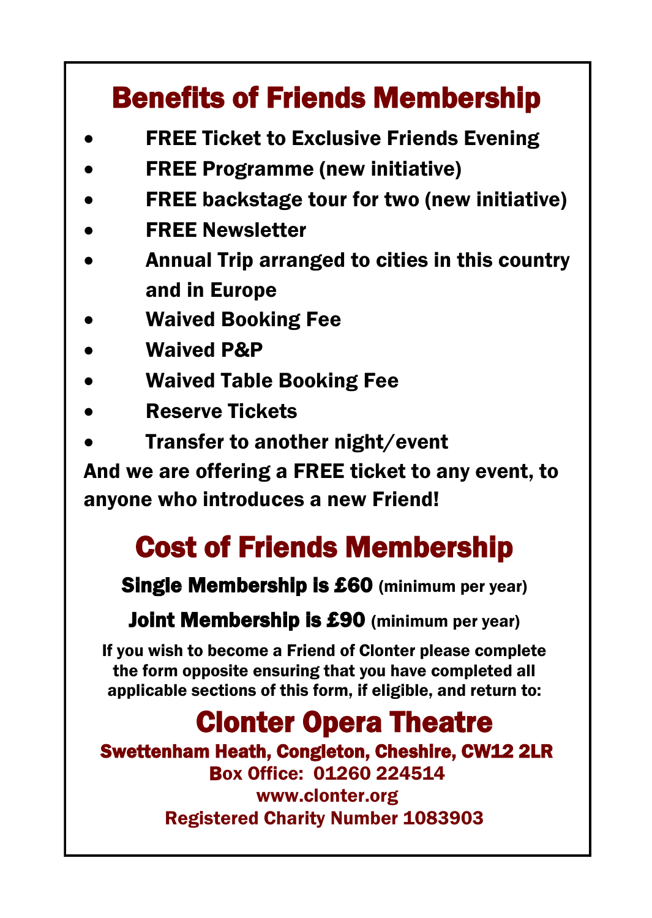# Benefits of Friends Membership

- **FREE Ticket to Exclusive Friends Evening**
- **FREE Programme (new initiative)**
- **FREE backstage tour for two (new initiative)**
- **FREE Newsletter**
- **Annual Trip arranged to cities in this country and in Europe**
- **Waived Booking Fee**
- **Waived P&P**
- **Waived Table Booking Fee**
- **Reserve Tickets**
- **Transfer to another night/event**

**And we are offering a FREE ticket to any event, to anyone who introduces a new Friend!**

# Cost of Friends Membership

**Single Membership is £60 (minimum per year)**

**Joint Membership is £90 (minimum per year)**

**If you wish to become a Friend of Clonter please complete the form opposite ensuring that you have completed all applicable sections of this form, if eligible, and return to:**

## Clonter Opera Theatre

**Swettenham Heath, Congleton, Cheshire, CW12 2LR**
**Box Office: 01260 224514**
**www.clonter.org**
**Registered Charity Number 1083903**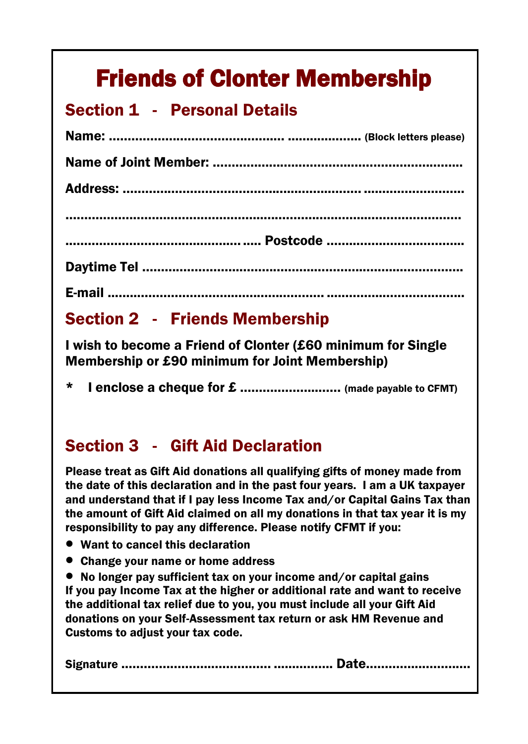# Friends of Clonter Membership

## Section 1 - Personal Details

**Name:** ............................................ .................... (Block letters please)

**Name of Joint Member:** .................................................................

**Address:** .......................................................... .........................

..........................................................................................................

............................................ ..... **Postcode** ....................................

**Daytime Tel** ........................................................................................

**E-mail** ..................................................... ....................................

## Section 2 - Friends Membership

**I wish to become a Friend of Clonter (£60 minimum for Single Membership or £90 minimum for Joint Membership)**

* **I enclose a cheque for £** ........................... (made payable to CFMT)

## Section 3 - Gift Aid Declaration

**Please treat as Gift Aid donations all qualifying gifts of money made from the date of this declaration and in the past four years. I am a UK taxpayer and understand that if I pay less Income Tax and/or Capital Gains Tax than the amount of Gift Aid claimed on all my donations in that tax year it is my responsibility to pay any difference. Please notify CFMT if you:**

- **Want to cancel this declaration**
- **Change your name or home address**
- **No longer pay sufficient tax on your income and/or capital gains**

**If you pay Income Tax at the higher or additional rate and want to receive the additional tax relief due to you, you must include all your Gift Aid donations on your Self-Assessment tax return or ask HM Revenue and Customs to adjust your tax code.**

**Signature** ...................................... ................ **Date**...........................